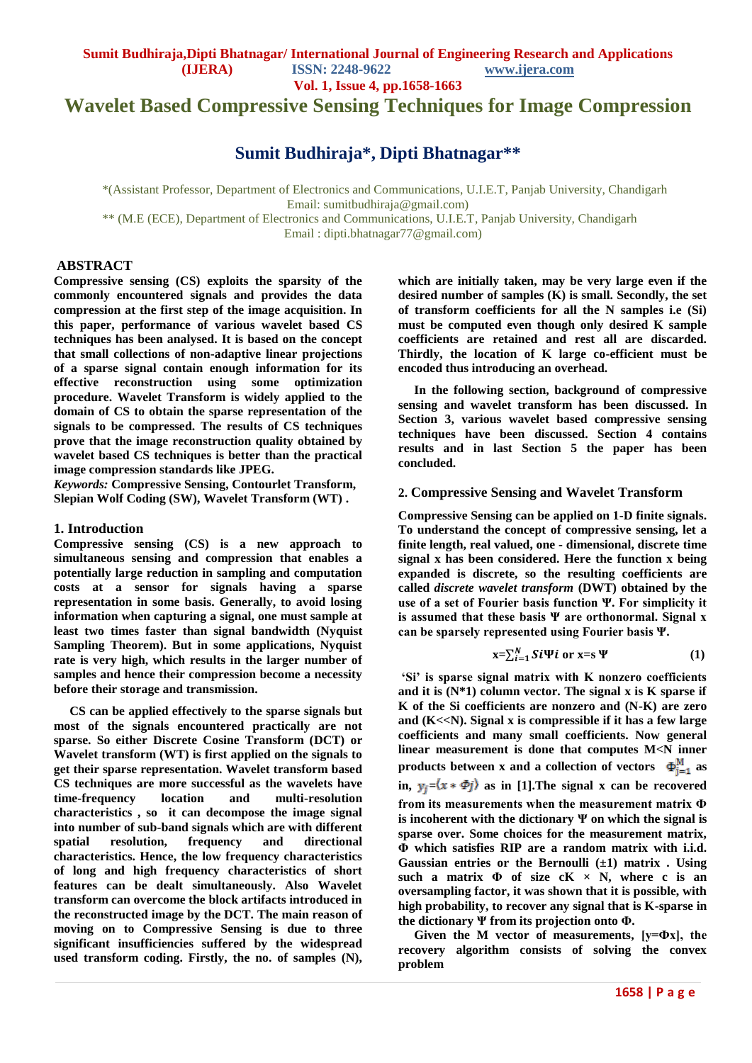# Wavelet Based Compressive Sensing Techniques for Image Compression

## Sumit Budhiraja*, Dipti Bhatnagar**

*(Assistant Professor, Department of Electronics and Communications, U.I.E.T, Panjab University, Chandigarh
Email: sumitbudhiraja@gmail.com)
** (M.E (ECE), Department of Electronics and Communications, U.I.E.T, Panjab University, Chandigarh
Email : dipti.bhatnagar77@gmail.com)

## ABSTRACT

**Compressive sensing (CS) exploits the sparsity of the commonly encountered signals and provides the data compression at the first step of the image acquisition. In this paper, performance of various wavelet based CS techniques has been analysed. It is based on the concept that small collections of non-adaptive linear projections of a sparse signal contain enough information for its effective reconstruction using some optimization procedure. Wavelet Transform is widely applied to the domain of CS to obtain the sparse representation of the signals to be compressed. The results of CS techniques prove that the image reconstruction quality obtained by wavelet based CS techniques is better than the practical image compression standards like JPEG.**

***Keywords:*** **Compressive Sensing, Contourlet Transform, Slepian Wolf Coding (SW), Wavelet Transform (WT) .**

## 1. Introduction

**Compressive sensing (CS) is a new approach to simultaneous sensing and compression that enables a potentially large reduction in sampling and computation costs at a sensor for signals having a sparse representation in some basis. Generally, to avoid losing information when capturing a signal, one must sample at least two times faster than signal bandwidth (Nyquist Sampling Theorem). But in some applications, Nyquist rate is very high, which results in the larger number of samples and hence their compression become a necessity before their storage and transmission.**

**CS can be applied effectively to the sparse signals but most of the signals encountered practically are not sparse. So either Discrete Cosine Transform (DCT) or Wavelet transform (WT) is first applied on the signals to get their sparse representation. Wavelet transform based CS techniques are more successful as the wavelets have time-frequency location and multi-resolution characteristics , so it can decompose the image signal into number of sub-band signals which are with different spatial resolution, frequency and directional characteristics. Hence, the low frequency characteristics of long and high frequency characteristics of short features can be dealt simultaneously. Also Wavelet transform can overcome the block artifacts introduced in the reconstructed image by the DCT. The main reason of moving on to Compressive Sensing is due to three significant insufficiencies suffered by the widespread used transform coding. Firstly, the no. of samples (N), which are initially taken, may be very large even if the desired number of samples (K) is small. Secondly, the set of transform coefficients for all the N samples i.e (Si) must be computed even though only desired K sample coefficients are retained and rest all are discarded. Thirdly, the location of K large co-efficient must be encoded thus introducing an overhead.**

**In the following section, background of compressive sensing and wavelet transform has been discussed. In Section 3, various wavelet based compressive sensing techniques have been discussed. Section 4 contains results and in last Section 5 the paper has been concluded.**

## 2. Compressive Sensing and Wavelet Transform

**Compressive Sensing can be applied on 1-D finite signals. To understand the concept of compressive sensing, let a finite length, real valued, one - dimensional, discrete time signal x has been considered. Here the function x being expanded is discrete, so the resulting coefficients are called *discrete wavelet transform* (DWT) obtained by the use of a set of Fourier basis function Ψ. For simplicity it is assumed that these basis Ψ are orthonormal. Signal x can be sparsely represented using Fourier basis Ψ.**

$$x=\sum_{i=1}^{N} Si\Psi i \text{ or } x=s\,\Psi \qquad (1)$$

**'Si' is sparse signal matrix with K nonzero coefficients and it is (N\*1) column vector. The signal x is K sparse if K of the Si coefficients are nonzero and (N-K) are zero and (K<<N). Signal x is compressible if it has a few large coefficients and many small coefficients. Now general linear measurement is done that computes M<N inner products between x and a collection of vectors $\Phi_{j=1}^{M}$ as in, $y_j=\langle x * \Phi j\rangle$ as in [1].The signal x can be recovered from its measurements when the measurement matrix Φ is incoherent with the dictionary Ψ on which the signal is sparse over. Some choices for the measurement matrix, Φ which satisfies RIP are a random matrix with i.i.d. Gaussian entries or the Bernoulli (±1) matrix . Using such a matrix Φ of size cK × N, where c is an oversampling factor, it was shown that it is possible, with high probability, to recover any signal that is K-sparse in the dictionary Ψ from its projection onto Φ.**

**Given the M vector of measurements, [y=Φx], the recovery algorithm consists of solving the convex problem**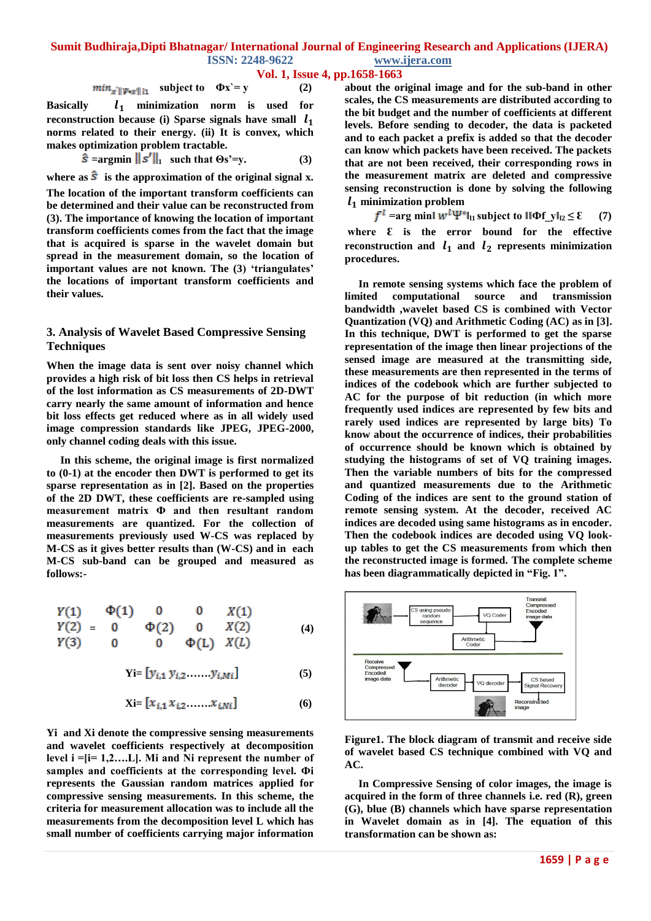$$min_{x'} \|\Psi x'\|_{l1} \quad \text{subject to} \quad \Phi x' = y \qquad (2)$$

Basically $l_1$ minimization norm is used for reconstruction because (i) Sparse signals have small $l_1$ norms related to their energy. (ii) It is convex, which makes optimization problem tractable.

$$\hat{s} = \text{argmin} \|s'\|_1 \quad \text{such that } \Theta s' = y. \qquad (3)$$

where as $\hat{s}$ is the approximation of the original signal x.

The location of the important transform coefficients can be determined and their value can be reconstructed from (3). The importance of knowing the location of important transform coefficients comes from the fact that the image that is acquired is sparse in the wavelet domain but spread in the measurement domain, so the location of important values are not known. The (3) 'triangulates' the locations of important transform coefficients and their values.

## 3. Analysis of Wavelet Based Compressive Sensing Techniques

When the image data is sent over noisy channel which provides a high risk of bit loss then CS helps in retrieval of the lost information as CS measurements of 2D-DWT carry nearly the same amount of information and hence bit loss effects get reduced where as in all widely used image compression standards like JPEG, JPEG-2000, only channel coding deals with this issue.

In this scheme, the original image is first normalized to (0-1) at the encoder then DWT is performed to get its sparse representation as in [2]. Based on the properties of the 2D DWT, these coefficients are re-sampled using measurement matrix Φ and then resultant random measurements are quantized. For the collection of measurements previously used W-CS was replaced by M-CS as it gives better results than (W-CS) and in each M-CS sub-band can be grouped and measured as follows:-

$$\begin{matrix} Y(1) \\ Y(2) \\ Y(3) \end{matrix} = \begin{matrix} \Phi(1) & 0 & 0 \\ 0 & \Phi(2) & 0 \\ 0 & 0 & \Phi(L) \end{matrix} \begin{matrix} X(1) \\ X(2) \\ X(L) \end{matrix} \qquad (4)$$

$$Yi = [y_{i,1}\, y_{i,2} \ldots\ldots y_{i,Mi}] \qquad (5)$$

$$Xi = [x_{i,1}\, x_{i,2} \ldots\ldots x_{i,Ni}] \qquad (6)$$

Yi and Xi denote the compressive sensing measurements and wavelet coefficients respectively at decomposition level i =[i= 1,2….L]. Mi and Ni represent the number of samples and coefficients at the corresponding level. Φi represents the Gaussian random matrices applied for compressive sensing measurements. In this scheme, the criteria for measurement allocation was to include all the measurements from the decomposition level L which has small number of coefficients carrying major information about the original image and for the sub-band in other scales, the CS measurements are distributed according to the bit budget and the number of coefficients at different levels. Before sending to decoder, the data is packeted and to each packet a prefix is added so that the decoder can know which packets have been received. The packets that are not been received, their corresponding rows in the measurement matrix are deleted and compressive sensing reconstruction is done by solving the following $l_1$ minimization problem

$$f^{l} = \text{arg min} \| w^{l} \Psi^{*} \|_{l1} \text{ subject to } \|\Phi f\_y\|_{l2} \leq \varepsilon \qquad (7)$$

where ε is the error bound for the effective reconstruction and $l_1$ and $l_2$ represents minimization procedures.

In remote sensing systems which face the problem of limited computational source and transmission bandwidth ,wavelet based CS is combined with Vector Quantization (VQ) and Arithmetic Coding (AC) as in [3]. In this technique, DWT is performed to get the sparse representation of the image then linear projections of the sensed image are measured at the transmitting side, these measurements are then represented in the terms of indices of the codebook which are further subjected to AC for the purpose of bit reduction (in which more frequently used indices are represented by few bits and rarely used indices are represented by large bits) To know about the occurrence of indices, their probabilities of occurrence should be known which is obtained by studying the histograms of set of VQ training images. Then the variable numbers of bits for the compressed and quantized measurements due to the Arithmetic Coding of the indices are sent to the ground station of remote sensing system. At the decoder, received AC indices are decoded using same histograms as in encoder. Then the codebook indices are decoded using VQ look-up tables to get the CS measurements from which then the reconstructed image is formed. The complete scheme has been diagrammatically depicted in "Fig. 1".

Figure1. The block diagram of transmit and receive side of wavelet based CS technique combined with VQ and AC.

In Compressive Sensing of color images, the image is acquired in the form of three channels i.e. red (R), green (G), blue (B) channels which have sparse representation in Wavelet domain as in [4]. The equation of this transformation can be shown as: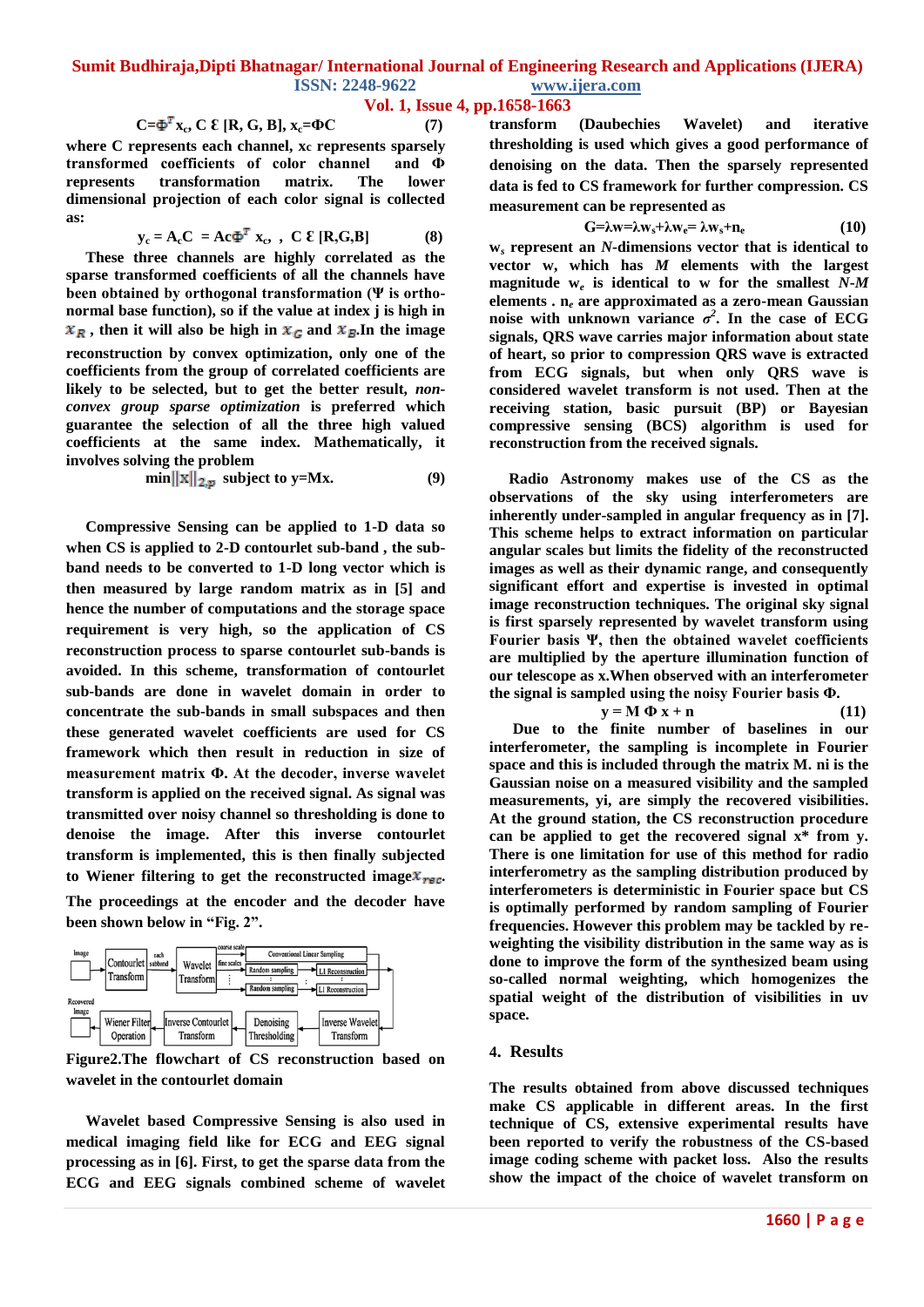$$C = \Phi^T x_c,\ C\ \mathcal{E}\ [R, G, B],\ x_c = \Phi C \quad (7)$$

where C represents each channel, xc represents sparsely transformed coefficients of color channel and Φ represents transformation matrix. The lower dimensional projection of each color signal is collected as:

$$y_c = A_c C = Ac\Phi^T x_c,\ ,\ C\ \mathcal{E}\ [R,G,B] \quad (8)$$

These three channels are highly correlated as the sparse transformed coefficients of all the channels have been obtained by orthogonal transformation (Ψ is ortho-normal base function), so if the value at index j is high in $x_R$ , then it will also be high in $x_G$ and $x_B$.In the image reconstruction by convex optimization, only one of the coefficients from the group of correlated coefficients are likely to be selected, but to get the better result, *non-convex group sparse optimization* is preferred which guarantee the selection of all the three high valued coefficients at the same index. Mathematically, it involves solving the problem

$$\min \|x\|_{2,p} \text{ subject to } y = Mx. \quad (9)$$

Compressive Sensing can be applied to 1-D data so when CS is applied to 2-D contourlet sub-band , the sub-band needs to be converted to 1-D long vector which is then measured by large random matrix as in [5] and hence the number of computations and the storage space requirement is very high, so the application of CS reconstruction process to sparse contourlet sub-bands is avoided. In this scheme, transformation of contourlet sub-bands are done in wavelet domain in order to concentrate the sub-bands in small subspaces and then these generated wavelet coefficients are used for CS framework which then result in reduction in size of measurement matrix Φ. At the decoder, inverse wavelet transform is applied on the received signal. As signal was transmitted over noisy channel so thresholding is done to denoise the image. After this inverse contourlet transform is implemented, this is then finally subjected to Wiener filtering to get the reconstructed image $x_{rec}$. The proceedings at the encoder and the decoder have been shown below in "Fig. 2".

Figure2.The flowchart of CS reconstruction based on wavelet in the contourlet domain

Wavelet based Compressive Sensing is also used in medical imaging field like for ECG and EEG signal processing as in [6]. First, to get the sparse data from the ECG and EEG signals combined scheme of wavelet transform (Daubechies Wavelet) and iterative thresholding is used which gives a good performance of denoising on the data. Then the sparsely represented data is fed to CS framework for further compression. CS measurement can be represented as

$$G = \lambda w = \lambda w_s + \lambda w_e = \lambda w_s + n_e \quad (10)$$

$w_s$ represent an *N*-dimensions vector that is identical to vector w, which has *M* elements with the largest magnitude $w_e$ is identical to w for the smallest *N-M* elements . $n_e$ are approximated as a zero-mean Gaussian noise with unknown variance $\sigma^2$. In the case of ECG signals, QRS wave carries major information about state of heart, so prior to compression QRS wave is extracted from ECG signals, but when only QRS wave is considered wavelet transform is not used. Then at the receiving station, basic pursuit (BP) or Bayesian compressive sensing (BCS) algorithm is used for reconstruction from the received signals.

Radio Astronomy makes use of the CS as the observations of the sky using interferometers are inherently under-sampled in angular frequency as in [7]. This scheme helps to extract information on particular angular scales but limits the fidelity of the reconstructed images as well as their dynamic range, and consequently significant effort and expertise is invested in optimal image reconstruction techniques. The original sky signal is first sparsely represented by wavelet transform using Fourier basis Ψ, then the obtained wavelet coefficients are multiplied by the aperture illumination function of our telescope as x.When observed with an interferometer the signal is sampled using the noisy Fourier basis Φ.

$$y = M\ \Phi\ x + n \quad (11)$$

Due to the finite number of baselines in our interferometer, the sampling is incomplete in Fourier space and this is included through the matrix M. ni is the Gaussian noise on a measured visibility and the sampled measurements, yi, are simply the recovered visibilities. At the ground station, the CS reconstruction procedure can be applied to get the recovered signal x* from y. There is one limitation for use of this method for radio interferometry as the sampling distribution produced by interferometers is deterministic in Fourier space but CS is optimally performed by random sampling of Fourier frequencies. However this problem may be tackled by re-weighting the visibility distribution in the same way as is done to improve the form of the synthesized beam using so-called normal weighting, which homogenizes the spatial weight of the distribution of visibilities in uv space.

## 4. Results

The results obtained from above discussed techniques make CS applicable in different areas. In the first technique of CS, extensive experimental results have been reported to verify the robustness of the CS-based image coding scheme with packet loss. Also the results show the impact of the choice of wavelet transform on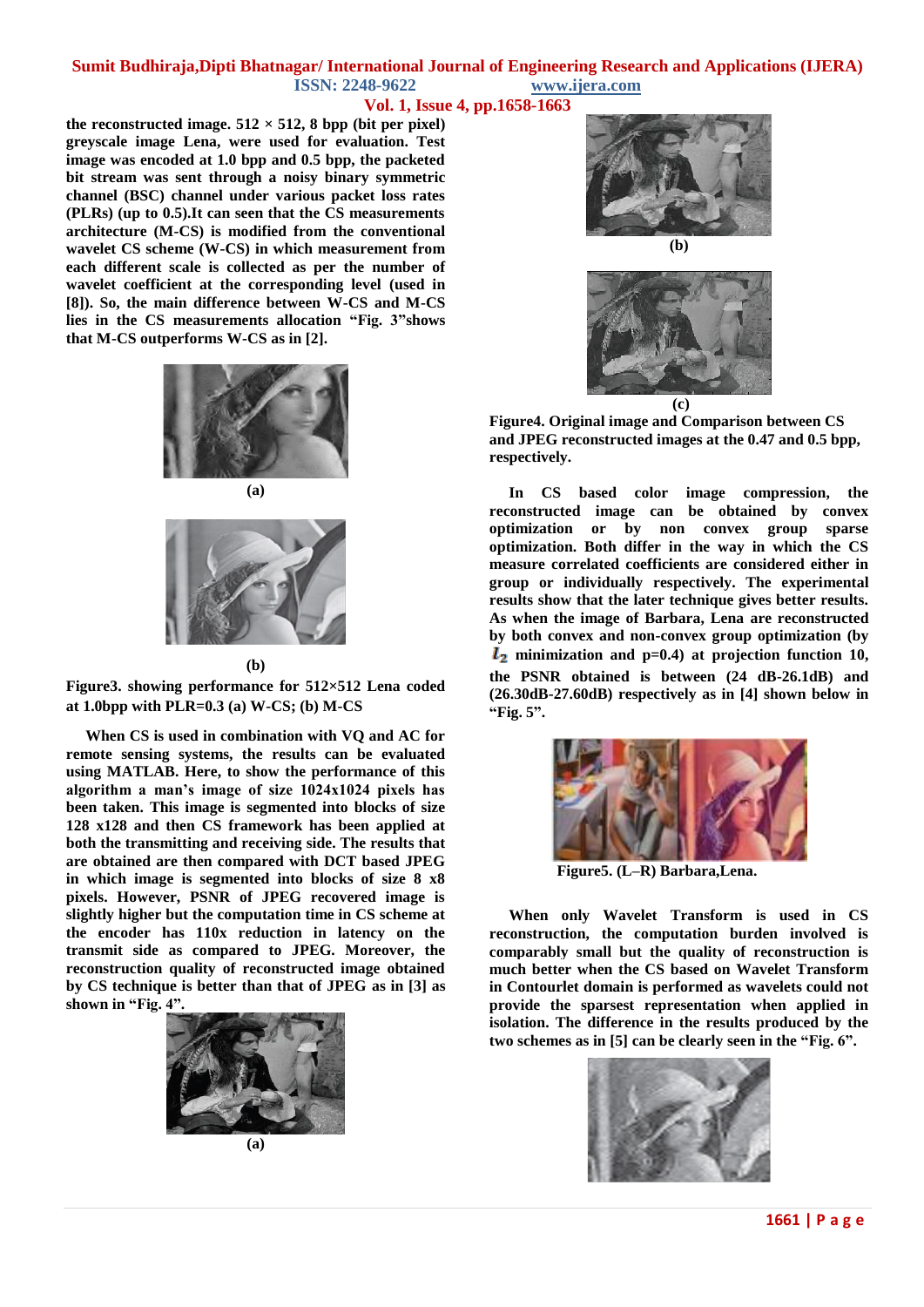the reconstructed image. 512 × 512, 8 bpp (bit per pixel) greyscale image Lena, were used for evaluation. Test image was encoded at 1.0 bpp and 0.5 bpp, the packeted bit stream was sent through a noisy binary symmetric channel (BSC) channel under various packet loss rates (PLRs) (up to 0.5).It can seen that the CS measurements architecture (M-CS) is modified from the conventional wavelet CS scheme (W-CS) in which measurement from each different scale is collected as per the number of wavelet coefficient at the corresponding level (used in [8]). So, the main difference between W-CS and M-CS lies in the CS measurements allocation "Fig. 3"shows that M-CS outperforms W-CS as in [2].

(a)

(b)

**Figure3. showing performance for 512×512 Lena coded at 1.0bpp with PLR=0.3 (a) W-CS; (b) M-CS**

When CS is used in combination with VQ and AC for remote sensing systems, the results can be evaluated using MATLAB. Here, to show the performance of this algorithm a man's image of size 1024x1024 pixels has been taken. This image is segmented into blocks of size 128 x128 and then CS framework has been applied at both the transmitting and receiving side. The results that are obtained are then compared with DCT based JPEG in which image is segmented into blocks of size 8 x8 pixels. However, PSNR of JPEG recovered image is slightly higher but the computation time in CS scheme at the encoder has 110x reduction in latency on the transmit side as compared to JPEG. Moreover, the reconstruction quality of reconstructed image obtained by CS technique is better than that of JPEG as in [3] as shown in "Fig. 4".

(a)

(b)

(c)

**Figure4. Original image and Comparison between CS and JPEG reconstructed images at the 0.47 and 0.5 bpp, respectively.**

In CS based color image compression, the reconstructed image can be obtained by convex optimization or by non convex group sparse optimization. Both differ in the way in which the CS measure correlated coefficients are considered either in group or individually respectively. The experimental results show that the later technique gives better results. As when the image of Barbara, Lena are reconstructed by both convex and non-convex group optimization (by $l_2$ minimization and p=0.4) at projection function 10, the PSNR obtained is between (24 dB-26.1dB) and (26.30dB-27.60dB) respectively as in [4] shown below in "Fig. 5".

**Figure5. (L–R) Barbara,Lena.**

When only Wavelet Transform is used in CS reconstruction, the computation burden involved is comparably small but the quality of reconstruction is much better when the CS based on Wavelet Transform in Contourlet domain is performed as wavelets could not provide the sparsest representation when applied in isolation. The difference in the results produced by the two schemes as in [5] can be clearly seen in the "Fig. 6".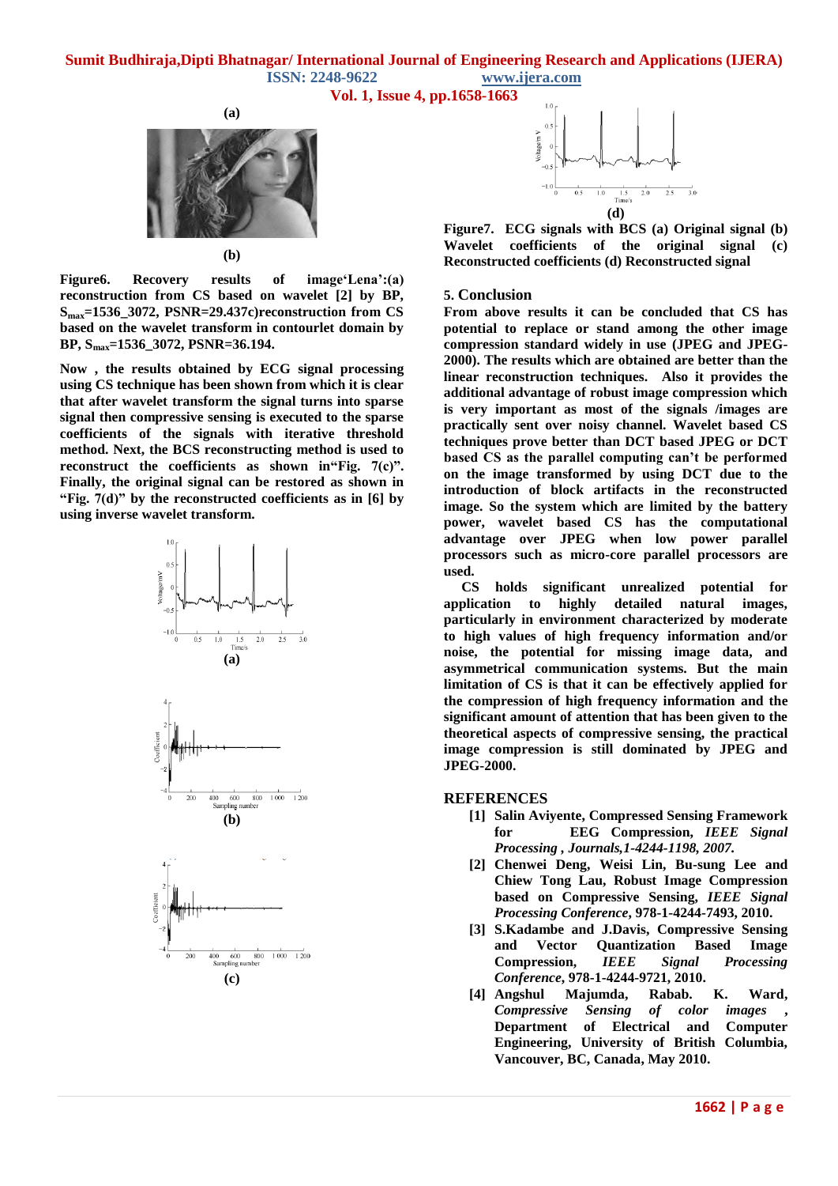(a)

(b)

**Figure6. Recovery results of image'Lena':(a) reconstruction from CS based on wavelet [2] by BP, $S_{max}$=1536_3072, PSNR=29.437c)reconstruction from CS based on the wavelet transform in contourlet domain by BP, $S_{max}$=1536_3072, PSNR=36.194.**

**Now , the results obtained by ECG signal processing using CS technique has been shown from which it is clear that after wavelet transform the signal turns into sparse signal then compressive sensing is executed to the sparse coefficients of the signals with iterative threshold method. Next, the BCS reconstructing method is used to reconstruct the coefficients as shown in"Fig. 7(c)". Finally, the original signal can be restored as shown in "Fig. 7(d)" by the reconstructed coefficients as in [6] by using inverse wavelet transform.**

(a)

(b)

(c)

(d)

**Figure7. ECG signals with BCS (a) Original signal (b) Wavelet coefficients of the original signal (c) Reconstructed coefficients (d) Reconstructed signal**

## 5. Conclusion

**From above results it can be concluded that CS has potential to replace or stand among the other image compression standard widely in use (JPEG and JPEG-2000). The results which are obtained are better than the linear reconstruction techniques. Also it provides the additional advantage of robust image compression which is very important as most of the signals /images are practically sent over noisy channel. Wavelet based CS techniques prove better than DCT based JPEG or DCT based CS as the parallel computing can't be performed on the image transformed by using DCT due to the introduction of block artifacts in the reconstructed image. So the system which are limited by the battery power, wavelet based CS has the computational advantage over JPEG when low power parallel processors such as micro-core parallel processors are used.**

**CS holds significant unrealized potential for application to highly detailed natural images, particularly in environment characterized by moderate to high values of high frequency information and/or noise, the potential for missing image data, and asymmetrical communication systems. But the main limitation of CS is that it can be effectively applied for the compression of high frequency information and the significant amount of attention that has been given to the theoretical aspects of compressive sensing, the practical image compression is still dominated by JPEG and JPEG-2000.**

## REFERENCES

**[1] Salin Aviyente, Compressed Sensing Framework for EEG Compression, *IEEE Signal Processing , Journals,1-4244-1198, 2007.***

**[2] Chenwei Deng, Weisi Lin, Bu-sung Lee and Chiew Tong Lau, Robust Image Compression based on Compressive Sensing, *IEEE Signal Processing Conference*, 978-1-4244-7493, 2010.**

**[3] S.Kadambe and J.Davis, Compressive Sensing and Vector Quantization Based Image Compression, *IEEE Signal Processing Conference*, 978-1-4244-9721, 2010.**

**[4] Angshul Majumda, Rabab. K. Ward, *Compressive Sensing of color images* , Department of Electrical and Computer Engineering, University of British Columbia, Vancouver, BC, Canada, May 2010.**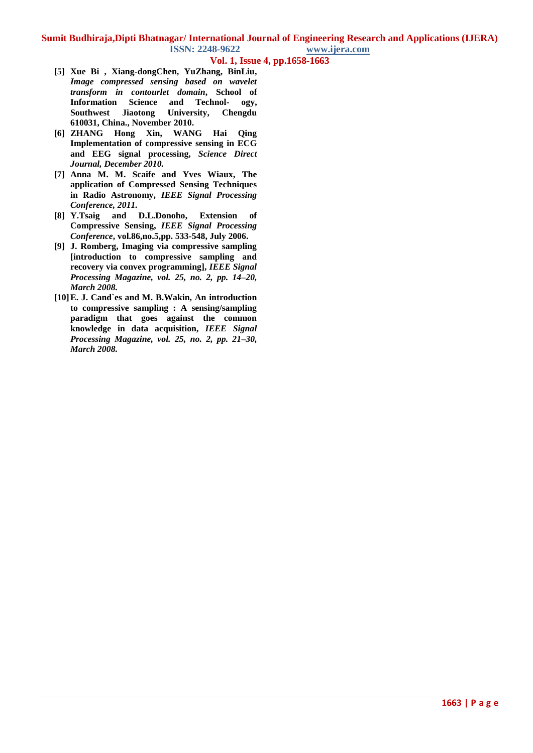- **[5] Xue Bi , Xiang-dongChen, YuZhang, BinLiu,** ***Image compressed sensing based on wavelet transform in contourlet domain*****, School of Information Science and Technol- ogy, Southwest Jiaotong University, Chengdu 610031, China., November 2010.**
- **[6] ZHANG Hong Xin, WANG Hai Qing Implementation of compressive sensing in ECG and EEG signal processing,** ***Science Direct Journal, December 2010.***
- **[7] Anna M. M. Scaife and Yves Wiaux, The application of Compressed Sensing Techniques in Radio Astronomy,** ***IEEE Signal Processing Conference, 2011.***
- **[8] Y.Tsaig and D.L.Donoho, Extension of Compressive Sensing,** ***IEEE Signal Processing Conference*****, vol.86,no.5,pp. 533-548, July 2006.**
- **[9] J. Romberg, Imaging via compressive sampling [introduction to compressive sampling and recovery via convex programming],** ***IEEE Signal Processing Magazine, vol. 25, no. 2, pp. 14–20, March 2008.***
- **[10] E. J. Cand`es and M. B.Wakin, An introduction to compressive sampling : A sensing/sampling paradigm that goes against the common knowledge in data acquisition,** ***IEEE Signal Processing Magazine, vol. 25, no. 2, pp. 21–30, March 2008.***